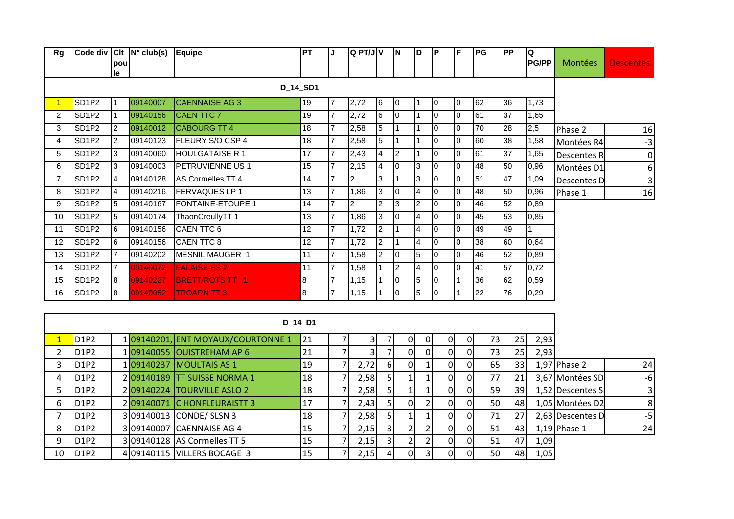| Rg | Code div | Clt poule | N° club(s) | Equipe | PT | J | Q PT/J | V | N | D | P | F | PG | PP | Q PG/PP | Montées | Descentes |
|---|---|---|---|---|---|---|---|---|---|---|---|---|---|---|---|---|---|
| | | | | D_14_SD1 | | | | | | | | | | | | | |
| 1 | SD1P2 | 1 | 09140007 | CAENNAISE AG 3 | 19 | 7 | 2,72 | 6 | 0 | 1 | 0 | 0 | 62 | 36 | 1,73 | | |
| 2 | SD1P2 | 1 | 09140156 | CAEN TTC 7 | 19 | 7 | 2,72 | 6 | 0 | 1 | 0 | 0 | 61 | 37 | 1,65 | | |
| 3 | SD1P2 | 2 | 09140012 | CABOURG TT 4 | 18 | 7 | 2,58 | 5 | 1 | 1 | 0 | 0 | 70 | 28 | 2,5 | Phase 2 | 16 |
| 4 | SD1P2 | 2 | 09140123 | FLEURY S/O CSP 4 | 18 | 7 | 2,58 | 5 | 1 | 1 | 0 | 0 | 60 | 38 | 1,58 | Montées R4 | -3 |
| 5 | SD1P2 | 3 | 09140060 | HOULGATAISE R 1 | 17 | 7 | 2,43 | 4 | 2 | 1 | 0 | 0 | 61 | 37 | 1,65 | Descentes R | 0 |
| 6 | SD1P2 | 3 | 09140003 | PETRUVIENNE US 1 | 15 | 7 | 2,15 | 4 | 0 | 3 | 0 | 0 | 48 | 50 | 0,96 | Montées D1 | 6 |
| 7 | SD1P2 | 4 | 09140128 | AS Cormelles TT 4 | 14 | 7 | 2 | 3 | 1 | 3 | 0 | 0 | 51 | 47 | 1,09 | Descentes D | -3 |
| 8 | SD1P2 | 4 | 09140216 | FERVAQUES LP 1 | 13 | 7 | 1,86 | 3 | 0 | 4 | 0 | 0 | 48 | 50 | 0,96 | Phase 1 | 16 |
| 9 | SD1P2 | 5 | 09140167 | FONTAINE-ETOUPE 1 | 14 | 7 | 2 | 2 | 3 | 2 | 0 | 0 | 46 | 52 | 0,89 | | |
| 10 | SD1P2 | 5 | 09140174 | ThaonCreullyTT 1 | 13 | 7 | 1,86 | 3 | 0 | 4 | 0 | 0 | 45 | 53 | 0,85 | | |
| 11 | SD1P2 | 6 | 09140156 | CAEN TTC 6 | 12 | 7 | 1,72 | 2 | 1 | 4 | 0 | 0 | 49 | 49 | 1 | | |
| 12 | SD1P2 | 6 | 09140156 | CAEN TTC 8 | 12 | 7 | 1,72 | 2 | 1 | 4 | 0 | 0 | 38 | 60 | 0,64 | | |
| 13 | SD1P2 | 7 | 09140202 | MESNIL MAUGER 1 | 11 | 7 | 1,58 | 2 | 0 | 5 | 0 | 0 | 46 | 52 | 0,89 | | |
| 14 | SD1P2 | 7 | 09140072 | FALAISE ES 2 | 11 | 7 | 1,58 | 1 | 2 | 4 | 0 | 0 | 41 | 57 | 0,72 | | |
| 15 | SD1P2 | 8 | 09140227 | BRETT/ROTS TT 1 | 8 | 7 | 1,15 | 1 | 0 | 5 | 0 | 1 | 36 | 62 | 0,59 | | |
| 16 | SD1P2 | 8 | 09140052 | TROARN TT 3 | 8 | 7 | 1,15 | 1 | 0 | 5 | 0 | 1 | 22 | 76 | 0,29 | | |

| Rg | Code div | Clt poule | N° club(s) | Equipe | PT | J | Q PT/J | V | N | D | P | F | PG | PP | Q PG/PP | | |
|---|---|---|---|---|---|---|---|---|---|---|---|---|---|---|---|---|---|
| | | | | D_14_D1 | | | | | | | | | | | | | |
| 1 | D1P2 | 1 | 09140201, | ENT MOYAUX/COURTONNE 1 | 21 | 7 | 3 | 7 | 0 | 0 | 0 | 0 | 73 | 25 | 2,93 | | |
| 2 | D1P2 | 1 | 09140055 | OUISTREHAM AP 6 | 21 | 7 | 3 | 7 | 0 | 0 | 0 | 0 | 73 | 25 | 2,93 | | |
| 3 | D1P2 | 1 | 09140237 | MOULTAIS AS 1 | 19 | 7 | 2,72 | 6 | 0 | 1 | 0 | 0 | 65 | 33 | 1,97 | Phase 2 | 24 |
| 4 | D1P2 | 2 | 09140189 | TT SUISSE NORMA 1 | 18 | 7 | 2,58 | 5 | 1 | 1 | 0 | 0 | 77 | 21 | 3,67 | Montées SD | -6 |
| 5 | D1P2 | 2 | 09140224 | TOURVILLE ASLO 2 | 18 | 7 | 2,58 | 5 | 1 | 1 | 0 | 0 | 59 | 39 | 1,52 | Descentes S | 3 |
| 6 | D1P2 | 2 | 09140071 | C HONFLEURAISTT 3 | 17 | 7 | 2,43 | 5 | 0 | 2 | 0 | 0 | 50 | 48 | 1,05 | Montées D2 | 8 |
| 7 | D1P2 | 3 | 09140013 | CONDE/ SLSN 3 | 18 | 7 | 2,58 | 5 | 1 | 1 | 0 | 0 | 71 | 27 | 2,63 | Descentes D | -5 |
| 8 | D1P2 | 3 | 09140007 | CAENNAISE AG 4 | 15 | 7 | 2,15 | 3 | 2 | 2 | 0 | 0 | 51 | 43 | 1,19 | Phase 1 | 24 |
| 9 | D1P2 | 3 | 09140128 | AS Cormelles TT 5 | 15 | 7 | 2,15 | 3 | 2 | 2 | 0 | 0 | 51 | 47 | 1,09 | | |
| 10 | D1P2 | 4 | 09140115 | VILLERS BOCAGE 3 | 15 | 7 | 2,15 | 4 | 0 | 3 | 0 | 0 | 50 | 48 | 1,05 | | |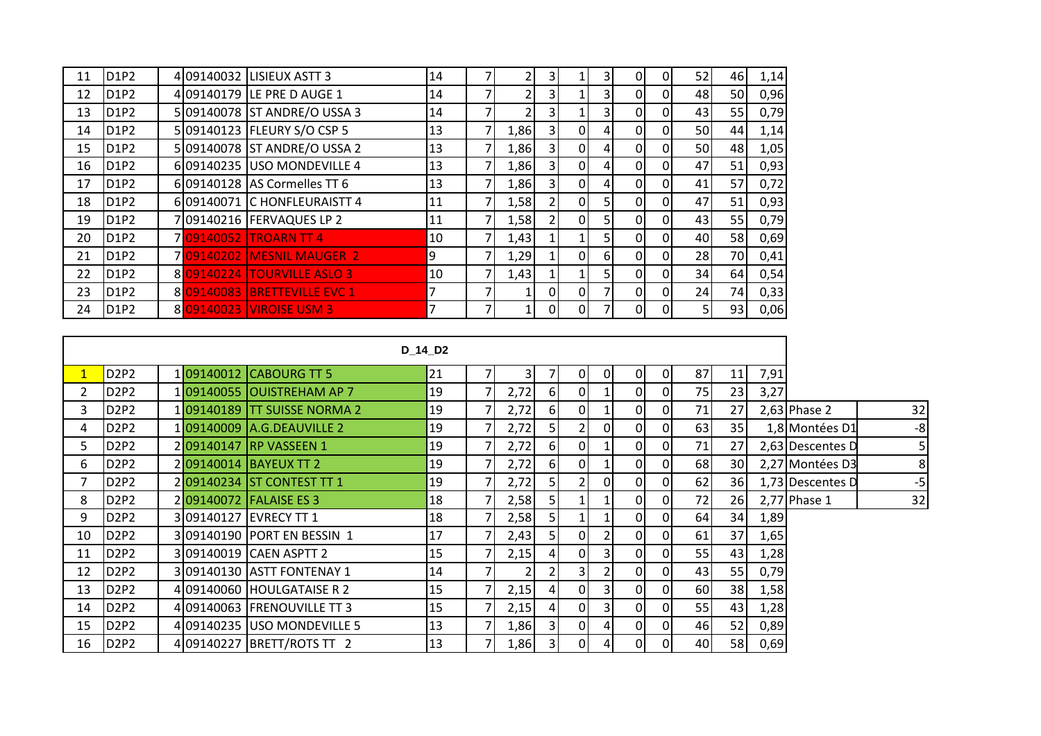| | | | | | | | | | | | | | | | |
|---|---|---|---|---|---|---|---|---|---|---|---|---|---|---|---|
| 11 | D1P2 | 4 | 09140032 | LISIEUX ASTT 3 | 14 | 7 | 2 | 3 | 1 | 3 | 0 | 0 | 52 | 46 | 1,14 |
| 12 | D1P2 | 4 | 09140179 | LE PRE D AUGE 1 | 14 | 7 | 2 | 3 | 1 | 3 | 0 | 0 | 48 | 50 | 0,96 |
| 13 | D1P2 | 5 | 09140078 | ST ANDRE/O USSA 3 | 14 | 7 | 2 | 3 | 1 | 3 | 0 | 0 | 43 | 55 | 0,79 |
| 14 | D1P2 | 5 | 09140123 | FLEURY S/O CSP 5 | 13 | 7 | 1,86 | 3 | 0 | 4 | 0 | 0 | 50 | 44 | 1,14 |
| 15 | D1P2 | 5 | 09140078 | ST ANDRE/O USSA 2 | 13 | 7 | 1,86 | 3 | 0 | 4 | 0 | 0 | 50 | 48 | 1,05 |
| 16 | D1P2 | 6 | 09140235 | USO MONDEVILLE 4 | 13 | 7 | 1,86 | 3 | 0 | 4 | 0 | 0 | 47 | 51 | 0,93 |
| 17 | D1P2 | 6 | 09140128 | AS Cormelles TT 6 | 13 | 7 | 1,86 | 3 | 0 | 4 | 0 | 0 | 41 | 57 | 0,72 |
| 18 | D1P2 | 6 | 09140071 | C HONFLEURAISTT 4 | 11 | 7 | 1,58 | 2 | 0 | 5 | 0 | 0 | 47 | 51 | 0,93 |
| 19 | D1P2 | 7 | 09140216 | FERVAQUES LP 2 | 11 | 7 | 1,58 | 2 | 0 | 5 | 0 | 0 | 43 | 55 | 0,79 |
| 20 | D1P2 | 7 | 09140052 | TROARN TT 4 | 10 | 7 | 1,43 | 1 | 1 | 5 | 0 | 0 | 40 | 58 | 0,69 |
| 21 | D1P2 | 7 | 09140202 | MESNIL MAUGER 2 | 9 | 7 | 1,29 | 1 | 0 | 6 | 0 | 0 | 28 | 70 | 0,41 |
| 22 | D1P2 | 8 | 09140224 | TOURVILLE ASLO 3 | 10 | 7 | 1,43 | 1 | 1 | 5 | 0 | 0 | 34 | 64 | 0,54 |
| 23 | D1P2 | 8 | 09140083 | BRETTEVILLE EVC 1 | 7 | 7 | 1 | 0 | 0 | 7 | 0 | 0 | 24 | 74 | 0,33 |
| 24 | D1P2 | 8 | 09140023 | VIROISE USM 3 | 7 | 7 | 1 | 0 | 0 | 7 | 0 | 0 | 5 | 93 | 0,06 |

**D_14_D2**

| | | | | | | | | | | | | | | | | | |
|---|---|---|---|---|---|---|---|---|---|---|---|---|---|---|---|---|---|
| 1 | D2P2 | 1 | 09140012 | CABOURG TT 5 | 21 | 7 | 3 | 7 | 0 | 0 | 0 | 0 | 87 | 11 | 7,91 | | |
| 2 | D2P2 | 1 | 09140055 | OUISTREHAM AP 7 | 19 | 7 | 2,72 | 6 | 0 | 1 | 0 | 0 | 75 | 23 | 3,27 | | |
| 3 | D2P2 | 1 | 09140189 | TT SUISSE NORMA 2 | 19 | 7 | 2,72 | 6 | 0 | 1 | 0 | 0 | 71 | 27 | 2,63 | Phase 2 | 32 |
| 4 | D2P2 | 1 | 09140009 | A.G.DEAUVILLE 2 | 19 | 7 | 2,72 | 5 | 2 | 0 | 0 | 0 | 63 | 35 | 1,8 | Montées D1 | -8 |
| 5 | D2P2 | 2 | 09140147 | RP VASSEEN 1 | 19 | 7 | 2,72 | 6 | 0 | 1 | 0 | 0 | 71 | 27 | 2,63 | Descentes D | 5 |
| 6 | D2P2 | 2 | 09140014 | BAYEUX TT 2 | 19 | 7 | 2,72 | 6 | 0 | 1 | 0 | 0 | 68 | 30 | 2,27 | Montées D3 | 8 |
| 7 | D2P2 | 2 | 09140234 | ST CONTEST TT 1 | 19 | 7 | 2,72 | 5 | 2 | 0 | 0 | 0 | 62 | 36 | 1,73 | Descentes D | -5 |
| 8 | D2P2 | 2 | 09140072 | FALAISE ES 3 | 18 | 7 | 2,58 | 5 | 1 | 1 | 0 | 0 | 72 | 26 | 2,77 | Phase 1 | 32 |
| 9 | D2P2 | 3 | 09140127 | EVRECY TT 1 | 18 | 7 | 2,58 | 5 | 1 | 1 | 0 | 0 | 64 | 34 | 1,89 | | |
| 10 | D2P2 | 3 | 09140190 | PORT EN BESSIN 1 | 17 | 7 | 2,43 | 5 | 0 | 2 | 0 | 0 | 61 | 37 | 1,65 | | |
| 11 | D2P2 | 3 | 09140019 | CAEN ASPTT 2 | 15 | 7 | 2,15 | 4 | 0 | 3 | 0 | 0 | 55 | 43 | 1,28 | | |
| 12 | D2P2 | 3 | 09140130 | ASTT FONTENAY 1 | 14 | 7 | 2 | 2 | 3 | 2 | 0 | 0 | 43 | 55 | 0,79 | | |
| 13 | D2P2 | 4 | 09140060 | HOULGATAISE R 2 | 15 | 7 | 2,15 | 4 | 0 | 3 | 0 | 0 | 60 | 38 | 1,58 | | |
| 14 | D2P2 | 4 | 09140063 | FRENOUVILLE TT 3 | 15 | 7 | 2,15 | 4 | 0 | 3 | 0 | 0 | 55 | 43 | 1,28 | | |
| 15 | D2P2 | 4 | 09140235 | USO MONDEVILLE 5 | 13 | 7 | 1,86 | 3 | 0 | 4 | 0 | 0 | 46 | 52 | 0,89 | | |
| 16 | D2P2 | 4 | 09140227 | BRETT/ROTS TT 2 | 13 | 7 | 1,86 | 3 | 0 | 4 | 0 | 0 | 40 | 58 | 0,69 | | |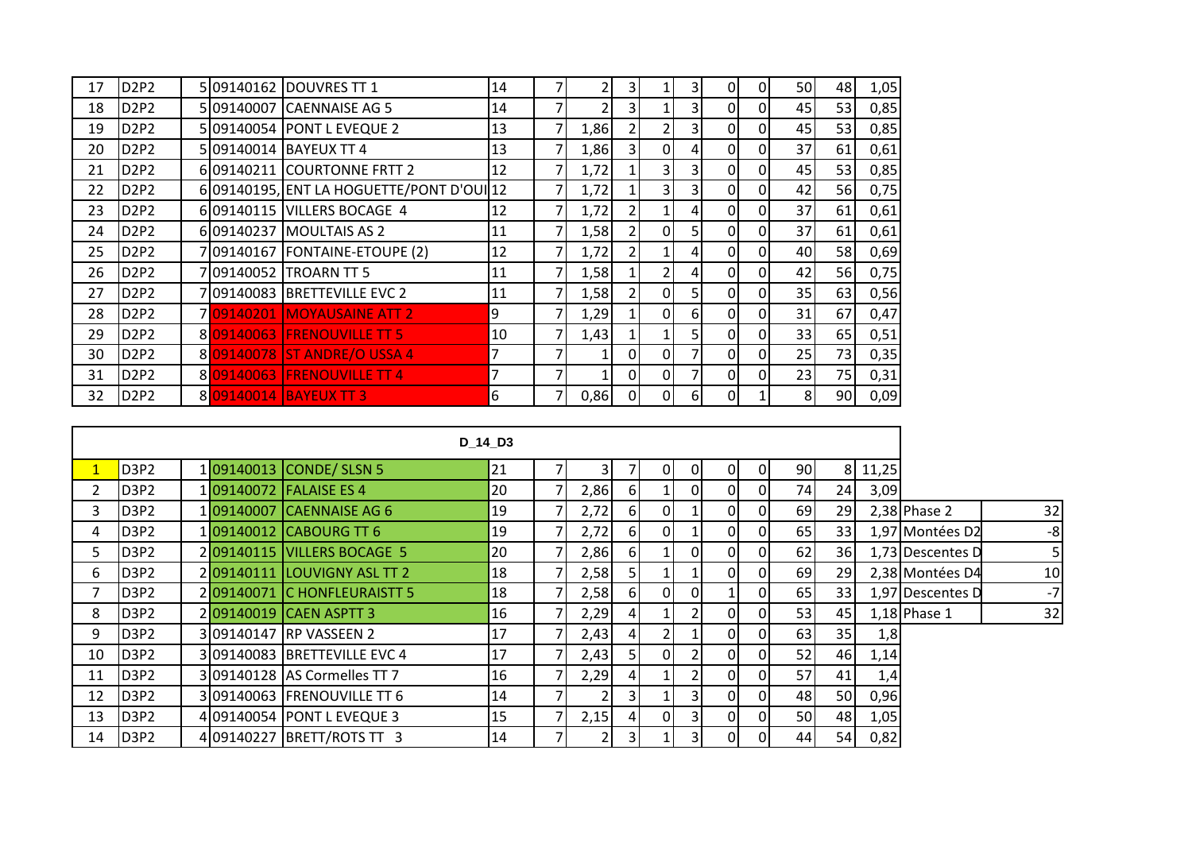| | | | | | | | | | | | | | | | |
|---|---|---|---|---|---|---|---|---|---|---|---|---|---|---|---|
| 17 | D2P2 | 5 | 09140162 | DOUVRES TT 1 | 14 | 7 | 2 | 3 | 1 | 3 | 0 | 0 | 50 | 48 | 1,05 |
| 18 | D2P2 | 5 | 09140007 | CAENNAISE AG 5 | 14 | 7 | 2 | 3 | 1 | 3 | 0 | 0 | 45 | 53 | 0,85 |
| 19 | D2P2 | 5 | 09140054 | PONT L EVEQUE 2 | 13 | 7 | 1,86 | 2 | 2 | 3 | 0 | 0 | 45 | 53 | 0,85 |
| 20 | D2P2 | 5 | 09140014 | BAYEUX TT 4 | 13 | 7 | 1,86 | 3 | 0 | 4 | 0 | 0 | 37 | 61 | 0,61 |
| 21 | D2P2 | 6 | 09140211 | COURTONNE FRTT 2 | 12 | 7 | 1,72 | 1 | 3 | 3 | 0 | 0 | 45 | 53 | 0,85 |
| 22 | D2P2 | 6 | 09140195, | ENT LA HOGUETTE/PONT D'OUI | 12 | 7 | 1,72 | 1 | 3 | 3 | 0 | 0 | 42 | 56 | 0,75 |
| 23 | D2P2 | 6 | 09140115 | VILLERS BOCAGE 4 | 12 | 7 | 1,72 | 2 | 1 | 4 | 0 | 0 | 37 | 61 | 0,61 |
| 24 | D2P2 | 6 | 09140237 | MOULTAIS AS 2 | 11 | 7 | 1,58 | 2 | 0 | 5 | 0 | 0 | 37 | 61 | 0,61 |
| 25 | D2P2 | 7 | 09140167 | FONTAINE-ETOUPE (2) | 12 | 7 | 1,72 | 2 | 1 | 4 | 0 | 0 | 40 | 58 | 0,69 |
| 26 | D2P2 | 7 | 09140052 | TROARN TT 5 | 11 | 7 | 1,58 | 1 | 2 | 4 | 0 | 0 | 42 | 56 | 0,75 |
| 27 | D2P2 | 7 | 09140083 | BRETTEVILLE EVC 2 | 11 | 7 | 1,58 | 2 | 0 | 5 | 0 | 0 | 35 | 63 | 0,56 |
| 28 | D2P2 | 7 | 09140201 | MOYAUSAINE ATT 2 | 9 | 7 | 1,29 | 1 | 0 | 6 | 0 | 0 | 31 | 67 | 0,47 |
| 29 | D2P2 | 8 | 09140063 | FRENOUVILLE TT 5 | 10 | 7 | 1,43 | 1 | 1 | 5 | 0 | 0 | 33 | 65 | 0,51 |
| 30 | D2P2 | 8 | 09140078 | ST ANDRE/O USSA 4 | 7 | 7 | 1 | 0 | 0 | 7 | 0 | 0 | 25 | 73 | 0,35 |
| 31 | D2P2 | 8 | 09140063 | FRENOUVILLE TT 4 | 7 | 7 | 1 | 0 | 0 | 7 | 0 | 0 | 23 | 75 | 0,31 |
| 32 | D2P2 | 8 | 09140014 | BAYEUX TT 3 | 6 | 7 | 0,86 | 0 | 0 | 6 | 0 | 1 | 8 | 90 | 0,09 |

**D_14_D3**

| | | | | | | | | | | | | | | | | | |
|---|---|---|---|---|---|---|---|---|---|---|---|---|---|---|---|---|---|
| 1 | D3P2 | 1 | 09140013 | CONDE/ SLSN 5 | 21 | 7 | 3 | 7 | 0 | 0 | 0 | 0 | 90 | 8 | 11,25 | | |
| 2 | D3P2 | 1 | 09140072 | FALAISE ES 4 | 20 | 7 | 2,86 | 6 | 1 | 0 | 0 | 0 | 74 | 24 | 3,09 | | |
| 3 | D3P2 | 1 | 09140007 | CAENNAISE AG 6 | 19 | 7 | 2,72 | 6 | 0 | 1 | 0 | 0 | 69 | 29 | 2,38 | Phase 2 | 32 |
| 4 | D3P2 | 1 | 09140012 | CABOURG TT 6 | 19 | 7 | 2,72 | 6 | 0 | 1 | 0 | 0 | 65 | 33 | 1,97 | Montées D2 | -8 |
| 5 | D3P2 | 2 | 09140115 | VILLERS BOCAGE 5 | 20 | 7 | 2,86 | 6 | 1 | 0 | 0 | 0 | 62 | 36 | 1,73 | Descentes D | 5 |
| 6 | D3P2 | 2 | 09140111 | LOUVIGNY ASL TT 2 | 18 | 7 | 2,58 | 5 | 1 | 1 | 0 | 0 | 69 | 29 | 2,38 | Montées D4 | 10 |
| 7 | D3P2 | 2 | 09140071 | C HONFLEURAISTT 5 | 18 | 7 | 2,58 | 6 | 0 | 0 | 1 | 0 | 65 | 33 | 1,97 | Descentes D | -7 |
| 8 | D3P2 | 2 | 09140019 | CAEN ASPTT 3 | 16 | 7 | 2,29 | 4 | 1 | 2 | 0 | 0 | 53 | 45 | 1,18 | Phase 1 | 32 |
| 9 | D3P2 | 3 | 09140147 | RP VASSEEN 2 | 17 | 7 | 2,43 | 4 | 2 | 1 | 0 | 0 | 63 | 35 | 1,8 | | |
| 10 | D3P2 | 3 | 09140083 | BRETTEVILLE EVC 4 | 17 | 7 | 2,43 | 5 | 0 | 2 | 0 | 0 | 52 | 46 | 1,14 | | |
| 11 | D3P2 | 3 | 09140128 | AS Cormelles TT 7 | 16 | 7 | 2,29 | 4 | 1 | 2 | 0 | 0 | 57 | 41 | 1,4 | | |
| 12 | D3P2 | 3 | 09140063 | FRENOUVILLE TT 6 | 14 | 7 | 2 | 3 | 1 | 3 | 0 | 0 | 48 | 50 | 0,96 | | |
| 13 | D3P2 | 4 | 09140054 | PONT L EVEQUE 3 | 15 | 7 | 2,15 | 4 | 0 | 3 | 0 | 0 | 50 | 48 | 1,05 | | |
| 14 | D3P2 | 4 | 09140227 | BRETT/ROTS TT 3 | 14 | 7 | 2 | 3 | 1 | 3 | 0 | 0 | 44 | 54 | 0,82 | | |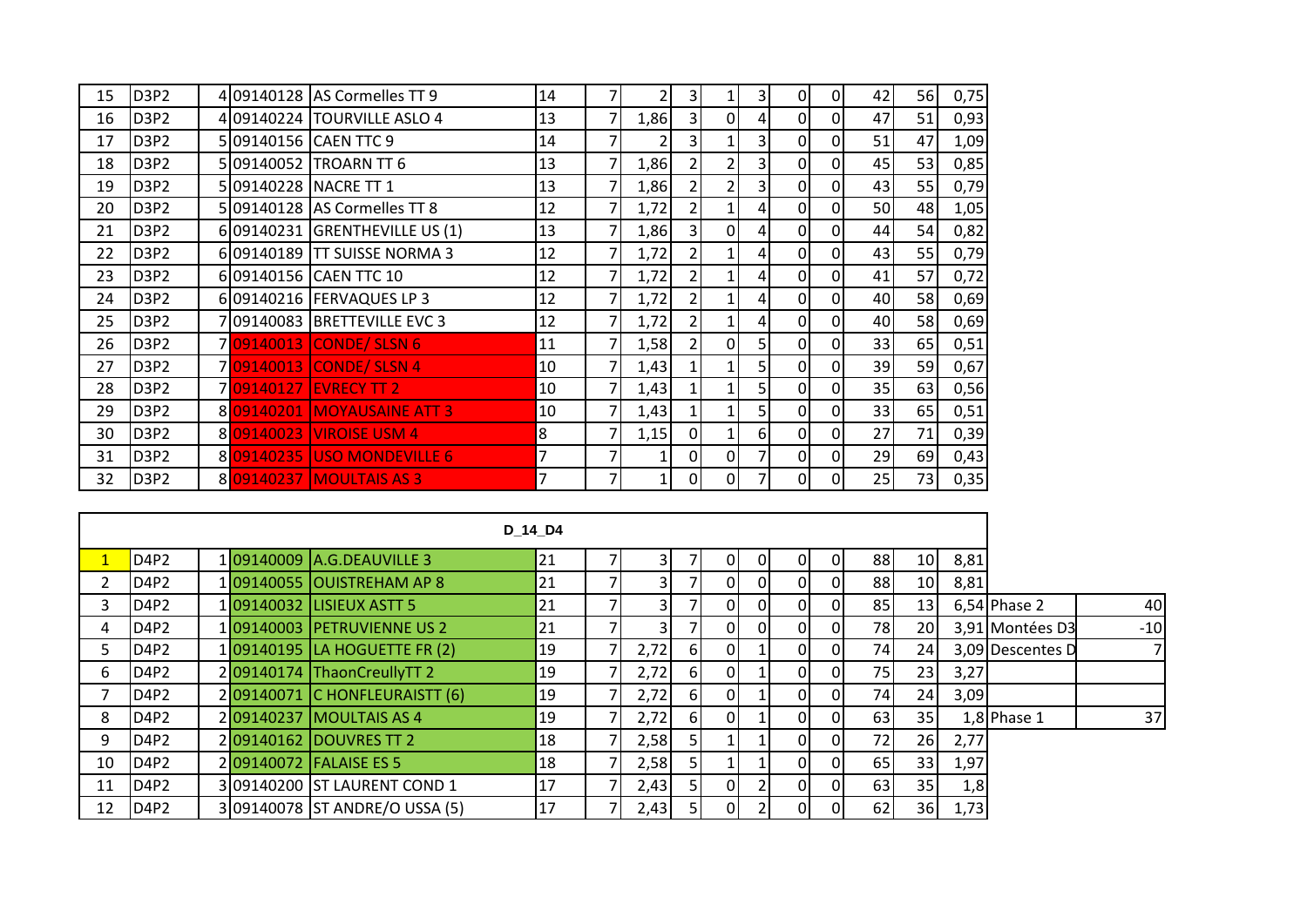| | | | | | | | | | | | | | | | | |
|---|---|---|---|---|---|---|---|---|---|---|---|---|---|---|---|---|
| 15 | D3P2 | 4 | 09140128 | AS Cormelles TT 9 | 14 | 7 | 2 | 3 | 1 | 3 | 0 | 0 | 42 | 56 | 0,75 | |
| 16 | D3P2 | 4 | 09140224 | TOURVILLE ASLO 4 | 13 | 7 | 1,86 | 3 | 0 | 4 | 0 | 0 | 47 | 51 | 0,93 | |
| 17 | D3P2 | 5 | 09140156 | CAEN TTC 9 | 14 | 7 | 2 | 3 | 1 | 3 | 0 | 0 | 51 | 47 | 1,09 | |
| 18 | D3P2 | 5 | 09140052 | TROARN TT 6 | 13 | 7 | 1,86 | 2 | 2 | 3 | 0 | 0 | 45 | 53 | 0,85 | |
| 19 | D3P2 | 5 | 09140228 | NACRE TT 1 | 13 | 7 | 1,86 | 2 | 2 | 3 | 0 | 0 | 43 | 55 | 0,79 | |
| 20 | D3P2 | 5 | 09140128 | AS Cormelles TT 8 | 12 | 7 | 1,72 | 2 | 1 | 4 | 0 | 0 | 50 | 48 | 1,05 | |
| 21 | D3P2 | 6 | 09140231 | GRENTHEVILLE US (1) | 13 | 7 | 1,86 | 3 | 0 | 4 | 0 | 0 | 44 | 54 | 0,82 | |
| 22 | D3P2 | 6 | 09140189 | TT SUISSE NORMA 3 | 12 | 7 | 1,72 | 2 | 1 | 4 | 0 | 0 | 43 | 55 | 0,79 | |
| 23 | D3P2 | 6 | 09140156 | CAEN TTC 10 | 12 | 7 | 1,72 | 2 | 1 | 4 | 0 | 0 | 41 | 57 | 0,72 | |
| 24 | D3P2 | 6 | 09140216 | FERVAQUES LP 3 | 12 | 7 | 1,72 | 2 | 1 | 4 | 0 | 0 | 40 | 58 | 0,69 | |
| 25 | D3P2 | 7 | 09140083 | BRETTEVILLE EVC 3 | 12 | 7 | 1,72 | 2 | 1 | 4 | 0 | 0 | 40 | 58 | 0,69 | |
| 26 | D3P2 | 7 | 09140013 | CONDE/ SLSN 6 | 11 | 7 | 1,58 | 2 | 0 | 5 | 0 | 0 | 33 | 65 | 0,51 | |
| 27 | D3P2 | 7 | 09140013 | CONDE/ SLSN 4 | 10 | 7 | 1,43 | 1 | 1 | 5 | 0 | 0 | 39 | 59 | 0,67 | |
| 28 | D3P2 | 7 | 09140127 | EVRECY TT 2 | 10 | 7 | 1,43 | 1 | 1 | 5 | 0 | 0 | 35 | 63 | 0,56 | |
| 29 | D3P2 | 8 | 09140201 | MOYAUSAINE ATT 3 | 10 | 7 | 1,43 | 1 | 1 | 5 | 0 | 0 | 33 | 65 | 0,51 | |
| 30 | D3P2 | 8 | 09140023 | VIROISE USM 4 | 8 | 7 | 1,15 | 0 | 1 | 6 | 0 | 0 | 27 | 71 | 0,39 | |
| 31 | D3P2 | 8 | 09140235 | USO MONDEVILLE 6 | 7 | 7 | 1 | 0 | 0 | 7 | 0 | 0 | 29 | 69 | 0,43 | |
| 32 | D3P2 | 8 | 09140237 | MOULTAIS AS 3 | 7 | 7 | 1 | 0 | 0 | 7 | 0 | 0 | 25 | 73 | 0,35 | |

**D_14_D4**

| | | | | | | | | | | | | | | | | | |
|---|---|---|---|---|---|---|---|---|---|---|---|---|---|---|---|---|---|
| 1 | D4P2 | 1 | 09140009 | A.G.DEAUVILLE 3 | 21 | 7 | 3 | 7 | 0 | 0 | 0 | 0 | 88 | 10 | 8,81 | | |
| 2 | D4P2 | 1 | 09140055 | OUISTREHAM AP 8 | 21 | 7 | 3 | 7 | 0 | 0 | 0 | 0 | 88 | 10 | 8,81 | | |
| 3 | D4P2 | 1 | 09140032 | LISIEUX ASTT 5 | 21 | 7 | 3 | 7 | 0 | 0 | 0 | 0 | 85 | 13 | 6,54 | Phase 2 | 40 |
| 4 | D4P2 | 1 | 09140003 | PETRUVIENNE US 2 | 21 | 7 | 3 | 7 | 0 | 0 | 0 | 0 | 78 | 20 | 3,91 | Montées D3 | -10 |
| 5 | D4P2 | 1 | 09140195 | LA HOGUETTE FR (2) | 19 | 7 | 2,72 | 6 | 0 | 1 | 0 | 0 | 74 | 24 | 3,09 | Descentes D | 7 |
| 6 | D4P2 | 2 | 09140174 | ThaonCreullyTT 2 | 19 | 7 | 2,72 | 6 | 0 | 1 | 0 | 0 | 75 | 23 | 3,27 | | |
| 7 | D4P2 | 2 | 09140071 | C HONFLEURAISTT (6) | 19 | 7 | 2,72 | 6 | 0 | 1 | 0 | 0 | 74 | 24 | 3,09 | | |
| 8 | D4P2 | 2 | 09140237 | MOULTAIS AS 4 | 19 | 7 | 2,72 | 6 | 0 | 1 | 0 | 0 | 63 | 35 | 1,8 | Phase 1 | 37 |
| 9 | D4P2 | 2 | 09140162 | DOUVRES TT 2 | 18 | 7 | 2,58 | 5 | 1 | 1 | 0 | 0 | 72 | 26 | 2,77 | | |
| 10 | D4P2 | 2 | 09140072 | FALAISE ES 5 | 18 | 7 | 2,58 | 5 | 1 | 1 | 0 | 0 | 65 | 33 | 1,97 | | |
| 11 | D4P2 | 3 | 09140200 | ST LAURENT COND 1 | 17 | 7 | 2,43 | 5 | 0 | 2 | 0 | 0 | 63 | 35 | 1,8 | | |
| 12 | D4P2 | 3 | 09140078 | ST ANDRE/O USSA (5) | 17 | 7 | 2,43 | 5 | 0 | 2 | 0 | 0 | 62 | 36 | 1,73 | | |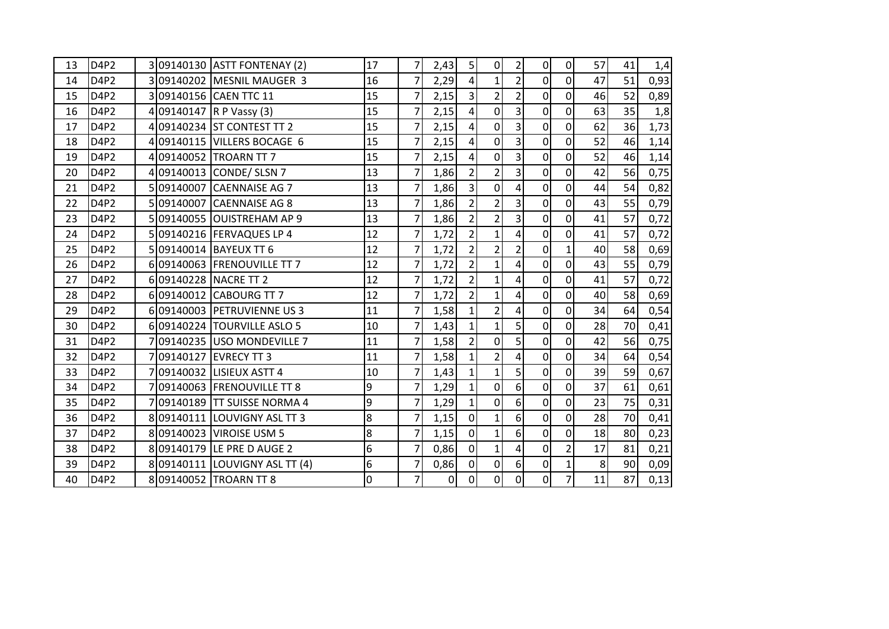| | | | | | | | | | | | | | | |
|---|---|---|---|---|---|---|---|---|---|---|---|---|---|---|
| 13 | D4P2 | 3 | 09140130 | ASTT FONTENAY (2) | 17 | 7 | 2,43 | 5 | 0 | 2 | 0 | 0 | 57 | 41 | 1,4 |
| 14 | D4P2 | 3 | 09140202 | MESNIL MAUGER 3 | 16 | 7 | 2,29 | 4 | 1 | 2 | 0 | 0 | 47 | 51 | 0,93 |
| 15 | D4P2 | 3 | 09140156 | CAEN TTC 11 | 15 | 7 | 2,15 | 3 | 2 | 2 | 0 | 0 | 46 | 52 | 0,89 |
| 16 | D4P2 | 4 | 09140147 | R P Vassy (3) | 15 | 7 | 2,15 | 4 | 0 | 3 | 0 | 0 | 63 | 35 | 1,8 |
| 17 | D4P2 | 4 | 09140234 | ST CONTEST TT 2 | 15 | 7 | 2,15 | 4 | 0 | 3 | 0 | 0 | 62 | 36 | 1,73 |
| 18 | D4P2 | 4 | 09140115 | VILLERS BOCAGE 6 | 15 | 7 | 2,15 | 4 | 0 | 3 | 0 | 0 | 52 | 46 | 1,14 |
| 19 | D4P2 | 4 | 09140052 | TROARN TT 7 | 15 | 7 | 2,15 | 4 | 0 | 3 | 0 | 0 | 52 | 46 | 1,14 |
| 20 | D4P2 | 4 | 09140013 | CONDE/ SLSN 7 | 13 | 7 | 1,86 | 2 | 2 | 3 | 0 | 0 | 42 | 56 | 0,75 |
| 21 | D4P2 | 5 | 09140007 | CAENNAISE AG 7 | 13 | 7 | 1,86 | 3 | 0 | 4 | 0 | 0 | 44 | 54 | 0,82 |
| 22 | D4P2 | 5 | 09140007 | CAENNAISE AG 8 | 13 | 7 | 1,86 | 2 | 2 | 3 | 0 | 0 | 43 | 55 | 0,79 |
| 23 | D4P2 | 5 | 09140055 | OUISTREHAM AP 9 | 13 | 7 | 1,86 | 2 | 2 | 3 | 0 | 0 | 41 | 57 | 0,72 |
| 24 | D4P2 | 5 | 09140216 | FERVAQUES LP 4 | 12 | 7 | 1,72 | 2 | 1 | 4 | 0 | 0 | 41 | 57 | 0,72 |
| 25 | D4P2 | 5 | 09140014 | BAYEUX TT 6 | 12 | 7 | 1,72 | 2 | 2 | 2 | 0 | 1 | 40 | 58 | 0,69 |
| 26 | D4P2 | 6 | 09140063 | FRENOUVILLE TT 7 | 12 | 7 | 1,72 | 2 | 1 | 4 | 0 | 0 | 43 | 55 | 0,79 |
| 27 | D4P2 | 6 | 09140228 | NACRE TT 2 | 12 | 7 | 1,72 | 2 | 1 | 4 | 0 | 0 | 41 | 57 | 0,72 |
| 28 | D4P2 | 6 | 09140012 | CABOURG TT 7 | 12 | 7 | 1,72 | 2 | 1 | 4 | 0 | 0 | 40 | 58 | 0,69 |
| 29 | D4P2 | 6 | 09140003 | PETRUVIENNE US 3 | 11 | 7 | 1,58 | 1 | 2 | 4 | 0 | 0 | 34 | 64 | 0,54 |
| 30 | D4P2 | 6 | 09140224 | TOURVILLE ASLO 5 | 10 | 7 | 1,43 | 1 | 1 | 5 | 0 | 0 | 28 | 70 | 0,41 |
| 31 | D4P2 | 7 | 09140235 | USO MONDEVILLE 7 | 11 | 7 | 1,58 | 2 | 0 | 5 | 0 | 0 | 42 | 56 | 0,75 |
| 32 | D4P2 | 7 | 09140127 | EVRECY TT 3 | 11 | 7 | 1,58 | 1 | 2 | 4 | 0 | 0 | 34 | 64 | 0,54 |
| 33 | D4P2 | 7 | 09140032 | LISIEUX ASTT 4 | 10 | 7 | 1,43 | 1 | 1 | 5 | 0 | 0 | 39 | 59 | 0,67 |
| 34 | D4P2 | 7 | 09140063 | FRENOUVILLE TT 8 | 9 | 7 | 1,29 | 1 | 0 | 6 | 0 | 0 | 37 | 61 | 0,61 |
| 35 | D4P2 | 7 | 09140189 | TT SUISSE NORMA 4 | 9 | 7 | 1,29 | 1 | 0 | 6 | 0 | 0 | 23 | 75 | 0,31 |
| 36 | D4P2 | 8 | 09140111 | LOUVIGNY ASL TT 3 | 8 | 7 | 1,15 | 0 | 1 | 6 | 0 | 0 | 28 | 70 | 0,41 |
| 37 | D4P2 | 8 | 09140023 | VIROISE USM 5 | 8 | 7 | 1,15 | 0 | 1 | 6 | 0 | 0 | 18 | 80 | 0,23 |
| 38 | D4P2 | 8 | 09140179 | LE PRE D AUGE 2 | 6 | 7 | 0,86 | 0 | 1 | 4 | 0 | 2 | 17 | 81 | 0,21 |
| 39 | D4P2 | 8 | 09140111 | LOUVIGNY ASL TT (4) | 6 | 7 | 0,86 | 0 | 0 | 6 | 0 | 1 | 8 | 90 | 0,09 |
| 40 | D4P2 | 8 | 09140052 | TROARN TT 8 | 0 | 7 | 0 | 0 | 0 | 0 | 0 | 7 | 11 | 87 | 0,13 |